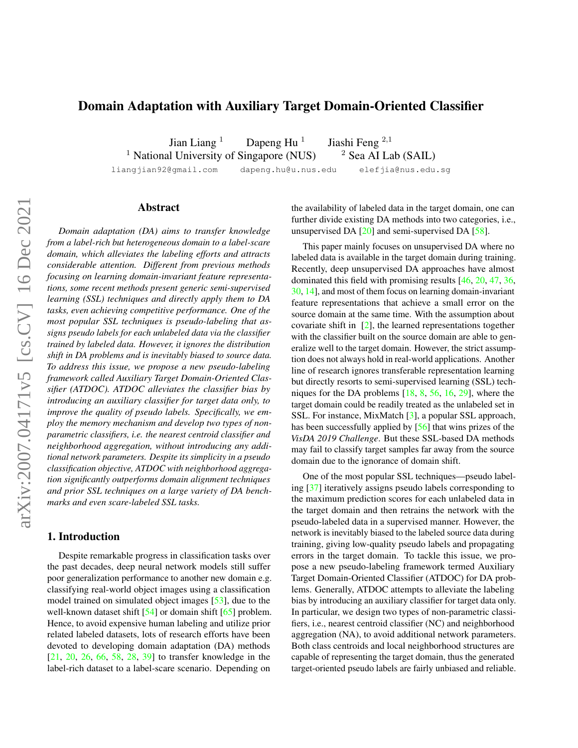# Domain Adaptation with Auxiliary Target Domain-Oriented Classifier

Jian Liang [1] Dapeng Hu [1] Jiashi Feng [2,1]

[1] National University of Singapore (NUS) [2] Sea AI Lab (SAIL)

liangjian92@gmail.com dapeng.hu@u.nus.edu elefjia@nus.edu.sg

## Abstract

*Domain adaptation (DA) aims to transfer knowledge from a label-rich but heterogeneous domain to a label-scare domain, which alleviates the labeling efforts and attracts considerable attention. Different from previous methods focusing on learning domain-invariant feature representations, some recent methods present generic semi-supervised learning (SSL) techniques and directly apply them to DA tasks, even achieving competitive performance. One of the most popular SSL techniques is pseudo-labeling that assigns pseudo labels for each unlabeled data via the classifier trained by labeled data. However, it ignores the distribution shift in DA problems and is inevitably biased to source data. To address this issue, we propose a new pseudo-labeling framework called Auxiliary Target Domain-Oriented Classifier (ATDOC). ATDOC alleviates the classifier bias by introducing an auxiliary classifier for target data only, to improve the quality of pseudo labels. Specifically, we employ the memory mechanism and develop two types of non-parametric classifiers, i.e. the nearest centroid classifier and neighborhood aggregation, without introducing any additional network parameters. Despite its simplicity in a pseudo classification objective, ATDOC with neighborhood aggregation significantly outperforms domain alignment techniques and prior SSL techniques on a large variety of DA benchmarks and even scare-labeled SSL tasks.*

## 1. Introduction

Despite remarkable progress in classification tasks over the past decades, deep neural network models still suffer poor generalization performance to another new domain e.g. classifying real-world object images using a classification model trained on simulated object images [53], due to the well-known dataset shift [54] or domain shift [65] problem. Hence, to avoid expensive human labeling and utilize prior related labeled datasets, lots of research efforts have been devoted to developing domain adaptation (DA) methods [21, 20, 26, 66, 58, 28, 39] to transfer knowledge in the label-rich dataset to a label-scare scenario. Depending on the availability of labeled data in the target domain, one can further divide existing DA methods into two categories, i.e., unsupervised DA [20] and semi-supervised DA [58].

This paper mainly focuses on unsupervised DA where no labeled data is available in the target domain during training. Recently, deep unsupervised DA approaches have almost dominated this field with promising results [46, 20, 47, 36, 30, 14], and most of them focus on learning domain-invariant feature representations that achieve a small error on the source domain at the same time. With the assumption about covariate shift in [2], the learned representations together with the classifier built on the source domain are able to generalize well to the target domain. However, the strict assumption does not always hold in real-world applications. Another line of research ignores transferable representation learning but directly resorts to semi-supervised learning (SSL) techniques for the DA problems [18, 8, 56, 16, 29], where the target domain could be readily treated as the unlabeled set in SSL. For instance, MixMatch [3], a popular SSL approach, has been successfully applied by [56] that wins prizes of the *VisDA 2019 Challenge*. But these SSL-based DA methods may fail to classify target samples far away from the source domain due to the ignorance of domain shift.

One of the most popular SSL techniques—pseudo labeling [37] iteratively assigns pseudo labels corresponding to the maximum prediction scores for each unlabeled data in the target domain and then retrains the network with the pseudo-labeled data in a supervised manner. However, the network is inevitably biased to the labeled source data during training, giving low-quality pseudo labels and propagating errors in the target domain. To tackle this issue, we propose a new pseudo-labeling framework termed Auxiliary Target Domain-Oriented Classifier (ATDOC) for DA problems. Generally, ATDOC attempts to alleviate the labeling bias by introducing an auxiliary classifier for target data only. In particular, we design two types of non-parametric classifiers, i.e., nearest centroid classifier (NC) and neighborhood aggregation (NA), to avoid additional network parameters. Both class centroids and local neighborhood structures are capable of representing the target domain, thus the generated target-oriented pseudo labels are fairly unbiased and reliable.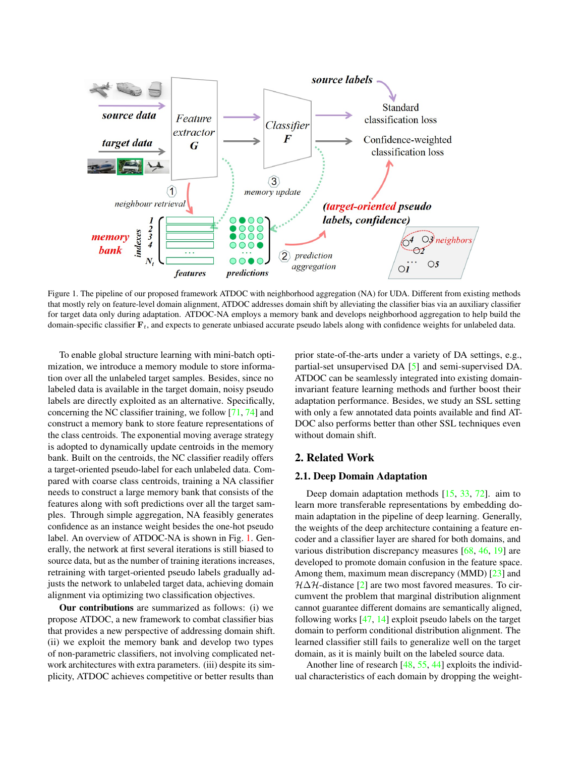Figure 1. The pipeline of our proposed framework ATDOC with neighborhood aggregation (NA) for UDA. Different from existing methods that mostly rely on feature-level domain alignment, ATDOC addresses domain shift by alleviating the classifier bias via an auxiliary classifier for target data only during adaptation. ATDOC-NA employs a memory bank and develops neighborhood aggregation to help build the domain-specific classifier $\mathbf{F}_t$, and expects to generate unbiased accurate pseudo labels along with confidence weights for unlabeled data.

To enable global structure learning with mini-batch optimization, we introduce a memory module to store information over all the unlabeled target samples. Besides, since no labeled data is available in the target domain, noisy pseudo labels are directly exploited as an alternative. Specifically, concerning the NC classifier training, we follow [71, 74] and construct a memory bank to store feature representations of the class centroids. The exponential moving average strategy is adopted to dynamically update centroids in the memory bank. Built on the centroids, the NC classifier readily offers a target-oriented pseudo-label for each unlabeled data. Compared with coarse class centroids, training a NA classifier needs to construct a large memory bank that consists of the features along with soft predictions over all the target samples. Through simple aggregation, NA feasibly generates confidence as an instance weight besides the one-hot pseudo label. An overview of ATDOC-NA is shown in Fig. 1. Generally, the network at first several iterations is still biased to source data, but as the number of training iterations increases, retraining with target-oriented pseudo labels gradually adjusts the network to unlabeled target data, achieving domain alignment via optimizing two classification objectives.

**Our contributions** are summarized as follows: (i) we propose ATDOC, a new framework to combat classifier bias that provides a new perspective of addressing domain shift. (ii) we exploit the memory bank and develop two types of non-parametric classifiers, not involving complicated network architectures with extra parameters. (iii) despite its simplicity, ATDOC achieves competitive or better results than prior state-of-the-arts under a variety of DA settings, e.g., partial-set unsupervised DA [5] and semi-supervised DA. ATDOC can be seamlessly integrated into existing domain-invariant feature learning methods and further boost their adaptation performance. Besides, we study an SSL setting with only a few annotated data points available and find ATDOC also performs better than other SSL techniques even without domain shift.

## 2. Related Work

### 2.1. Deep Domain Adaptation

Deep domain adaptation methods [15, 33, 72]. aim to learn more transferable representations by embedding domain adaptation in the pipeline of deep learning. Generally, the weights of the deep architecture containing a feature encoder and a classifier layer are shared for both domains, and various distribution discrepancy measures [68, 46, 19] are developed to promote domain confusion in the feature space. Among them, maximum mean discrepancy (MMD) [23] and $\mathcal{H}\Delta\mathcal{H}$-distance [2] are two most favored measures. To circumvent the problem that marginal distribution alignment cannot guarantee different domains are semantically aligned, following works [47, 14] exploit pseudo labels on the target domain to perform conditional distribution alignment. The learned classifier still fails to generalize well on the target domain, as it is mainly built on the labeled source data.

Another line of research [48, 55, 44] exploits the individual characteristics of each domain by dropping the weight-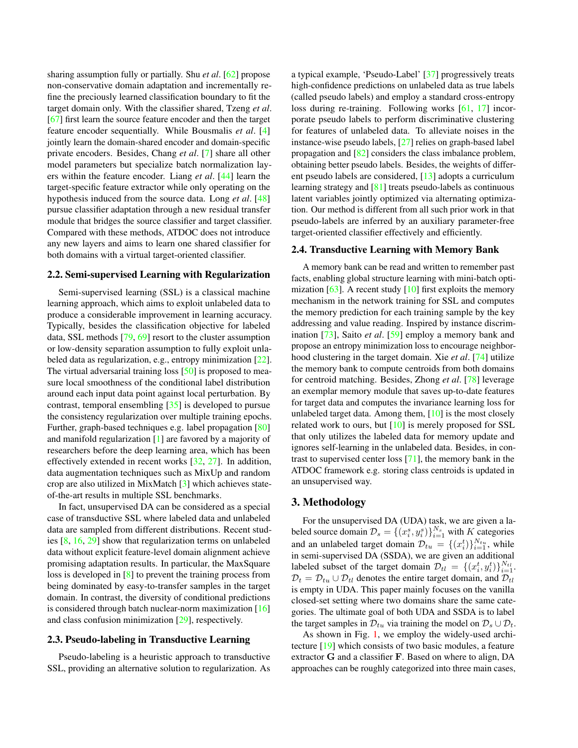sharing assumption fully or partially. Shu *et al*. [62] propose non-conservative domain adaptation and incrementally refine the preciously learned classification boundary to fit the target domain only. With the classifier shared, Tzeng *et al*. [67] first learn the source feature encoder and then the target feature encoder sequentially. While Bousmalis *et al*. [4] jointly learn the domain-shared encoder and domain-specific private encoders. Besides, Chang *et al*. [7] share all other model parameters but specialize batch normalization layers within the feature encoder. Liang *et al*. [44] learn the target-specific feature extractor while only operating on the hypothesis induced from the source data. Long *et al*. [48] pursue classifier adaptation through a new residual transfer module that bridges the source classifier and target classifier. Compared with these methods, ATDOC does not introduce any new layers and aims to learn one shared classifier for both domains with a virtual target-oriented classifier.

### 2.2. Semi-supervised Learning with Regularization

Semi-supervised learning (SSL) is a classical machine learning approach, which aims to exploit unlabeled data to produce a considerable improvement in learning accuracy. Typically, besides the classification objective for labeled data, SSL methods [79, 69] resort to the cluster assumption or low-density separation assumption to fully exploit unlabeled data as regularization, e.g., entropy minimization [22]. The virtual adversarial training loss [50] is proposed to measure local smoothness of the conditional label distribution around each input data point against local perturbation. By contrast, temporal ensembling [35] is developed to pursue the consistency regularization over multiple training epochs. Further, graph-based techniques e.g. label propagation [80] and manifold regularization [1] are favored by a majority of researchers before the deep learning area, which has been effectively extended in recent works [32, 27]. In addition, data augmentation techniques such as MixUp and random crop are also utilized in MixMatch [3] which achieves state-of-the-art results in multiple SSL benchmarks.

In fact, unsupervised DA can be considered as a special case of transductive SSL where labeled data and unlabeled data are sampled from different distributions. Recent studies [8, 16, 29] show that regularization terms on unlabeled data without explicit feature-level domain alignment achieve promising adaptation results. In particular, the MaxSquare loss is developed in [8] to prevent the training process from being dominated by easy-to-transfer samples in the target domain. In contrast, the diversity of conditional predictions is considered through batch nuclear-norm maximization [16] and class confusion minimization [29], respectively.

### 2.3. Pseudo-labeling in Transductive Learning

Pseudo-labeling is a heuristic approach to transductive SSL, providing an alternative solution to regularization. As a typical example, 'Pseudo-Label' [37] progressively treats high-confidence predictions on unlabeled data as true labels (called pseudo labels) and employ a standard cross-entropy loss during re-training. Following works [61, 17] incorporate pseudo labels to perform discriminative clustering for features of unlabeled data. To alleviate noises in the instance-wise pseudo labels, [27] relies on graph-based label propagation and [82] considers the class imbalance problem, obtaining better pseudo labels. Besides, the weights of different pseudo labels are considered, [13] adopts a curriculum learning strategy and [81] treats pseudo-labels as continuous latent variables jointly optimized via alternating optimization. Our method is different from all such prior work in that pseudo-labels are inferred by an auxiliary parameter-free target-oriented classifier effectively and efficiently.

### 2.4. Transductive Learning with Memory Bank

A memory bank can be read and written to remember past facts, enabling global structure learning with mini-batch optimization [63]. A recent study [10] first exploits the memory mechanism in the network training for SSL and computes the memory prediction for each training sample by the key addressing and value reading. Inspired by instance discrimination [73], Saito *et al*. [59] employ a memory bank and propose an entropy minimization loss to encourage neighborhood clustering in the target domain. Xie *et al*. [74] utilize the memory bank to compute centroids from both domains for centroid matching. Besides, Zhong *et al*. [78] leverage an exemplar memory module that saves up-to-date features for target data and computes the invariance learning loss for unlabeled target data. Among them, [10] is the most closely related work to ours, but [10] is merely proposed for SSL that only utilizes the labeled data for memory update and ignores self-learning in the unlabeled data. Besides, in contrast to supervised center loss [71], the memory bank in the ATDOC framework e.g. storing class centroids is updated in an unsupervised way.

## 3. Methodology

For the unsupervised DA (UDA) task, we are given a labeled source domain $\mathcal{D}_s = \{(x_i^s, y_i^s)\}_{i=1}^{N_s}$ with $K$ categories and an unlabeled target domain $\mathcal{D}_{tu} = \{(x_i^t)\}_{i=1}^{N_{tu}}$, while in semi-supervised DA (SSDA), we are given an additional labeled subset of the target domain $\mathcal{D}_{tl} = \{(x_i^t, y_i^t)\}_{i=1}^{N_{tl}}$. $\mathcal{D}_t = \mathcal{D}_{tu} \cup \mathcal{D}_{tl}$ denotes the entire target domain, and $\mathcal{D}_{tl}$ is empty in UDA. This paper mainly focuses on the vanilla closed-set setting where two domains share the same categories. The ultimate goal of both UDA and SSDA is to label the target samples in $\mathcal{D}_{tu}$ via training the model on $\mathcal{D}_s \cup \mathcal{D}_t$.

As shown in Fig. 1, we employ the widely-used architecture [19] which consists of two basic modules, a feature extractor $\mathbf{G}$ and a classifier $\mathbf{F}$. Based on where to align, DA approaches can be roughly categorized into three main cases,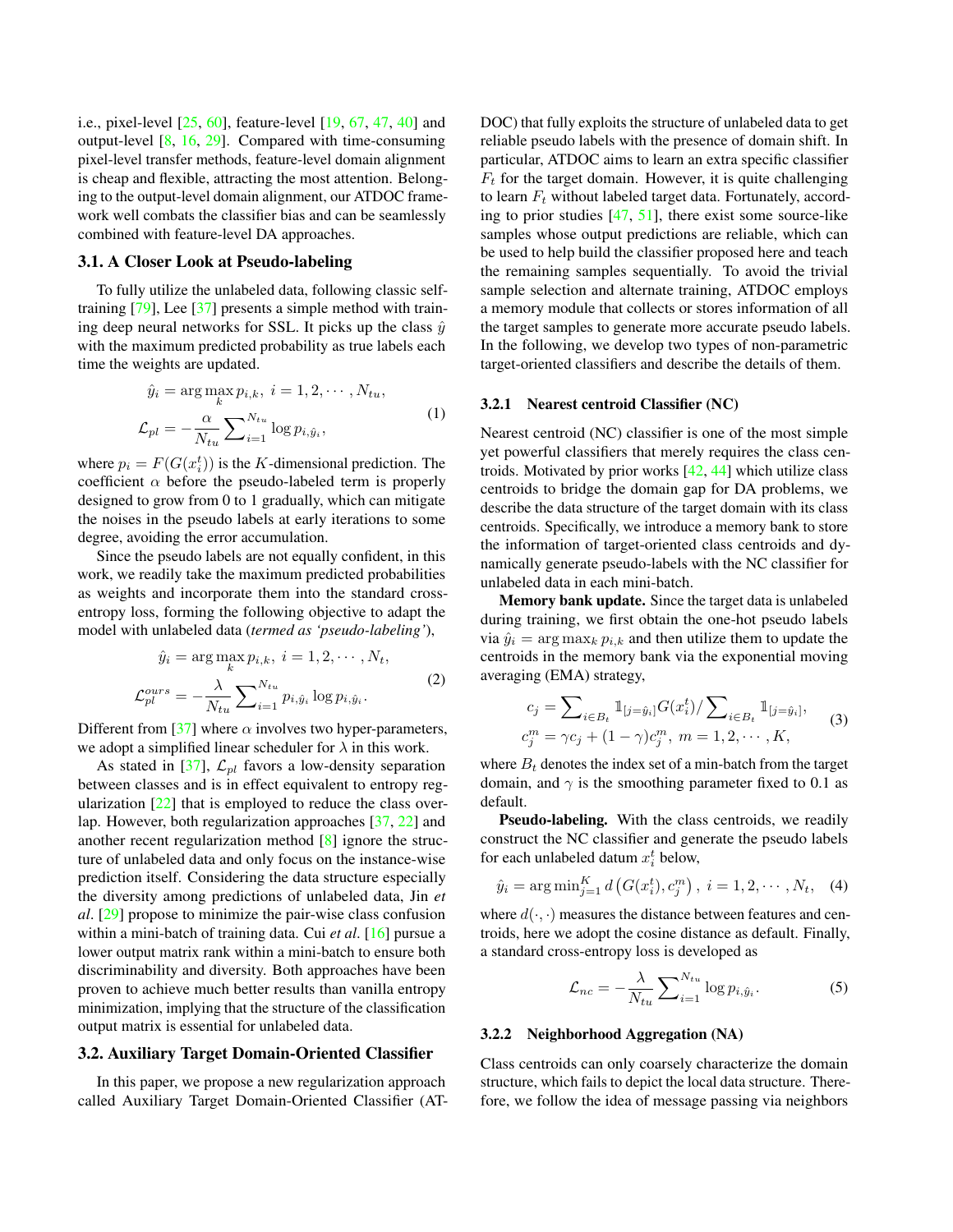i.e., pixel-level [25, 60], feature-level [19, 67, 47, 40] and output-level [8, 16, 29]. Compared with time-consuming pixel-level transfer methods, feature-level domain alignment is cheap and flexible, attracting the most attention. Belonging to the output-level domain alignment, our ATDOC framework well combats the classifier bias and can be seamlessly combined with feature-level DA approaches.

### 3.1. A Closer Look at Pseudo-labeling

To fully utilize the unlabeled data, following classic self-training [79], Lee [37] presents a simple method with training deep neural networks for SSL. It picks up the class $\hat{y}$ with the maximum predicted probability as true labels each time the weights are updated.

$$
\begin{aligned}
\hat{y}_i &= \arg\max_k p_{i,k},\ i = 1, 2, \cdots, N_{tu}, \\
\mathcal{L}_{pl} &= -\frac{\alpha}{N_{tu}} \sum\nolimits_{i=1}^{N_{tu}} \log p_{i,\hat{y}_i},
\end{aligned}
\tag{1}
$$

where $p_i = F(G(x_i^t))$ is the $K$-dimensional prediction. The coefficient $\alpha$ before the pseudo-labeled term is properly designed to grow from 0 to 1 gradually, which can mitigate the noises in the pseudo labels at early iterations to some degree, avoiding the error accumulation.

Since the pseudo labels are not equally confident, in this work, we readily take the maximum predicted probabilities as weights and incorporate them into the standard cross-entropy loss, forming the following objective to adapt the model with unlabeled data (*termed as 'pseudo-labeling'*),

$$
\begin{aligned}
\hat{y}_i &= \arg\max_k p_{i,k},\ i = 1, 2, \cdots, N_t, \\
\mathcal{L}_{pl}^{ours} &= -\frac{\lambda}{N_{tu}} \sum\nolimits_{i=1}^{N_{tu}} p_{i,\hat{y}_i} \log p_{i,\hat{y}_i}.
\end{aligned}
\tag{2}
$$

Different from [37] where $\alpha$ involves two hyper-parameters, we adopt a simplified linear scheduler for $\lambda$ in this work.

As stated in [37], $\mathcal{L}_{pl}$ favors a low-density separation between classes and is in effect equivalent to entropy regularization [22] that is employed to reduce the class overlap. However, both regularization approaches [37, 22] and another recent regularization method [8] ignore the structure of unlabeled data and only focus on the instance-wise prediction itself. Considering the data structure especially the diversity among predictions of unlabeled data, Jin *et al*. [29] propose to minimize the pair-wise class confusion within a mini-batch of training data. Cui *et al*. [16] pursue a lower output matrix rank within a mini-batch to ensure both discriminability and diversity. Both approaches have been proven to achieve much better results than vanilla entropy minimization, implying that the structure of the classification output matrix is essential for unlabeled data.

### 3.2. Auxiliary Target Domain-Oriented Classifier

In this paper, we propose a new regularization approach called Auxiliary Target Domain-Oriented Classifier (ATDOC) that fully exploits the structure of unlabeled data to get reliable pseudo labels with the presence of domain shift. In particular, ATDOC aims to learn an extra specific classifier $F_t$ for the target domain. However, it is quite challenging to learn $F_t$ without labeled target data. Fortunately, according to prior studies [47, 51], there exist some source-like samples whose output predictions are reliable, which can be used to help build the classifier proposed here and teach the remaining samples sequentially. To avoid the trivial sample selection and alternate training, ATDOC employs a memory module that collects or stores information of all the target samples to generate more accurate pseudo labels. In the following, we develop two types of non-parametric target-oriented classifiers and describe the details of them.

#### 3.2.1 Nearest centroid Classifier (NC)

Nearest centroid (NC) classifier is one of the most simple yet powerful classifiers that merely requires the class centroids. Motivated by prior works [42, 44] which utilize class centroids to bridge the domain gap for DA problems, we describe the data structure of the target domain with its class centroids. Specifically, we introduce a memory bank to store the information of target-oriented class centroids and dynamically generate pseudo-labels with the NC classifier for unlabeled data in each mini-batch.

**Memory bank update.** Since the target data is unlabeled during training, we first obtain the one-hot pseudo labels via $\hat{y}_i = \arg\max_k p_{i,k}$ and then utilize them to update the centroids in the memory bank via the exponential moving averaging (EMA) strategy,

$$
\begin{aligned}
c_j &= \sum\nolimits_{i \in B_t} \mathbb{1}_{[j=\hat{y}_i]} G(x_i^t) / \sum\nolimits_{i \in B_t} \mathbb{1}_{[j=\hat{y}_i]}, \\
c_j^m &= \gamma c_j + (1-\gamma) c_j^m,\ m = 1, 2, \cdots, K,
\end{aligned}
\tag{3}
$$

where $B_t$ denotes the index set of a min-batch from the target domain, and $\gamma$ is the smoothing parameter fixed to 0.1 as default.

**Pseudo-labeling.** With the class centroids, we readily construct the NC classifier and generate the pseudo labels for each unlabeled datum $x_i^t$ below,

$$
\hat{y}_i = \arg\min\nolimits_{j=1}^{K} d\left(G(x_i^t), c_j^m\right),\ i = 1, 2, \cdots, N_t, \tag{4}
$$

where $d(\cdot, \cdot)$ measures the distance between features and centroids, here we adopt the cosine distance as default. Finally, a standard cross-entropy loss is developed as

$$
\mathcal{L}_{nc} = -\frac{\lambda}{N_{tu}} \sum\nolimits_{i=1}^{N_{tu}} \log p_{i,\hat{y}_i}. \tag{5}
$$

#### 3.2.2 Neighborhood Aggregation (NA)

Class centroids can only coarsely characterize the domain structure, which fails to depict the local data structure. Therefore, we follow the idea of message passing via neighbors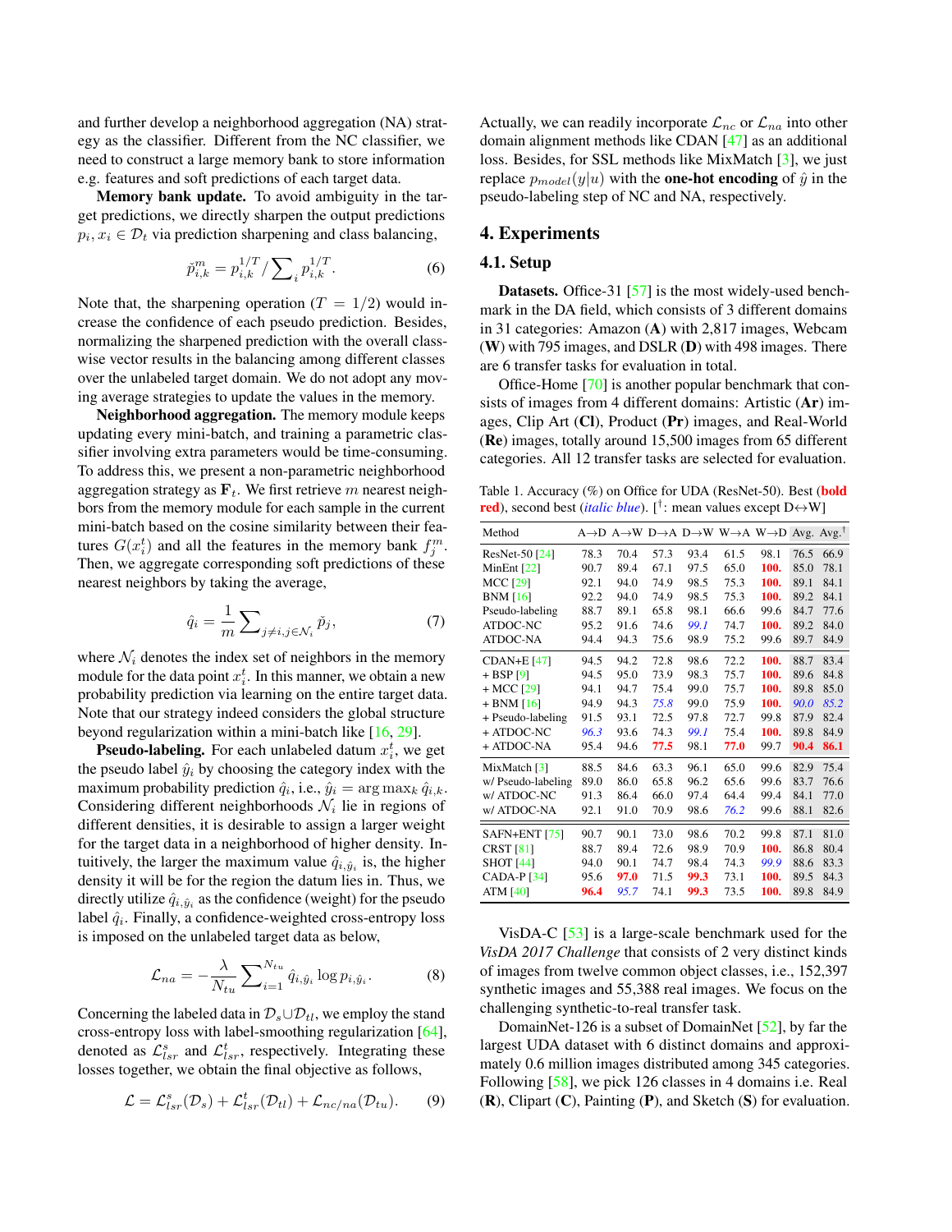and further develop a neighborhood aggregation (NA) strategy as the classifier. Different from the NC classifier, we need to construct a large memory bank to store information e.g. features and soft predictions of each target data.

**Memory bank update.** To avoid ambiguity in the target predictions, we directly sharpen the output predictions $p_i, x_i \in \mathcal{D}_t$ via prediction sharpening and class balancing,

$$\breve{p}^m_{i,k} = p_{i,k}^{1/T} / \sum_i p_{i,k}^{1/T}. \tag{6}$$

Note that, the sharpening operation ($T = 1/2$) would increase the confidence of each pseudo prediction. Besides, normalizing the sharpened prediction with the overall class-wise vector results in the balancing among different classes over the unlabeled target domain. We do not adopt any moving average strategies to update the values in the memory.

**Neighborhood aggregation.** The memory module keeps updating every mini-batch, and training a parametric classifier involving extra parameters would be time-consuming. To address this, we present a non-parametric neighborhood aggregation strategy as $\mathbf{F}_t$. We first retrieve $m$ nearest neighbors from the memory module for each sample in the current mini-batch based on the cosine similarity between their features $G(x_i^t)$ and all the features in the memory bank $f_j^m$. Then, we aggregate corresponding soft predictions of these nearest neighbors by taking the average,

$$\hat{q}_i = \frac{1}{m} \sum_{j \neq i, j \in \mathcal{N}_i} \breve{p}_j, \tag{7}$$

where $\mathcal{N}_i$ denotes the index set of neighbors in the memory module for the data point $x_i^t$. In this manner, we obtain a new probability prediction via learning on the entire target data. Note that our strategy indeed considers the global structure beyond regularization within a mini-batch like [16, 29].

**Pseudo-labeling.** For each unlabeled datum $x_i^t$, we get the pseudo label $\hat{y}_i$ by choosing the category index with the maximum probability prediction $\hat{q}_i$, i.e., $\hat{y}_i = \arg\max_k \hat{q}_{i,k}$. Considering different neighborhoods $\mathcal{N}_i$ lie in regions of different densities, it is desirable to assign a larger weight for the target data in a neighborhood of higher density. Intuitively, the larger the maximum value $\hat{q}_{i,\hat{y}_i}$ is, the higher density it will be for the region the datum lies in. Thus, we directly utilize $\hat{q}_{i,\hat{y}_i}$ as the confidence (weight) for the pseudo label $\hat{q}_i$. Finally, a confidence-weighted cross-entropy loss is imposed on the unlabeled target data as below,

$$\mathcal{L}_{na} = -\frac{\lambda}{N_{tu}} \sum_{i=1}^{N_{tu}} \hat{q}_{i,\hat{y}_i} \log p_{i,\hat{y}_i}. \tag{8}$$

Concerning the labeled data in $\mathcal{D}_s \cup \mathcal{D}_{tl}$, we employ the stand cross-entropy loss with label-smoothing regularization [64], denoted as $\mathcal{L}^s_{lsr}$ and $\mathcal{L}^t_{lsr}$, respectively. Integrating these losses together, we obtain the final objective as follows,

$$\mathcal{L} = \mathcal{L}^s_{lsr}(\mathcal{D}_s) + \mathcal{L}^t_{lsr}(\mathcal{D}_{tl}) + \mathcal{L}_{nc/na}(\mathcal{D}_{tu}). \tag{9}$$

Actually, we can readily incorporate $\mathcal{L}_{nc}$ or $\mathcal{L}_{na}$ into other domain alignment methods like CDAN [47] as an additional loss. Besides, for SSL methods like MixMatch [3], we just replace $p_{model}(y|u)$ with the **one-hot encoding** of $\hat{y}$ in the pseudo-labeling step of NC and NA, respectively.

# 4. Experiments

## 4.1. Setup

**Datasets.** Office-31 [57] is the most widely-used benchmark in the DA field, which consists of 3 different domains in 31 categories: Amazon (**A**) with 2,817 images, Webcam (**W**) with 795 images, and DSLR (**D**) with 498 images. There are 6 transfer tasks for evaluation in total.

Office-Home [70] is another popular benchmark that consists of images from 4 different domains: Artistic (**Ar**) images, Clip Art (**Cl**), Product (**Pr**) images, and Real-World (**Re**) images, totally around 15,500 images from 65 different categories. All 12 transfer tasks are selected for evaluation.

Table 1. Accuracy (%) on Office for UDA (ResNet-50). Best (**bold red**), second best (*italic blue*). [†]: mean values except D↔W]

| Method | A→D | A→W | D→A | D→W | W→A | W→D | Avg. | Avg.[†] |
|---|---|---|---|---|---|---|---|---|
| ResNet-50 [24] | 78.3 | 70.4 | 57.3 | 93.4 | 61.5 | 98.1 | 76.5 | 66.9 |
| MinEnt [22] | 90.7 | 89.4 | 67.1 | 97.5 | 65.0 | **100.** | 85.0 | 78.1 |
| MCC [29] | 92.1 | 94.0 | 74.9 | 98.5 | 75.3 | **100.** | 89.1 | 84.1 |
| BNM [16] | 92.2 | 94.0 | 74.9 | 98.5 | 75.3 | **100.** | 89.2 | 84.1 |
| Pseudo-labeling | 88.7 | 89.1 | 65.8 | 98.1 | 66.6 | 99.6 | 84.7 | 77.6 |
| ATDOC-NC | 95.2 | 91.6 | 74.6 | *99.1* | 74.7 | **100.** | 89.2 | 84.0 |
| ATDOC-NA | 94.4 | 94.3 | 75.6 | 98.9 | 75.2 | 99.6 | 89.7 | 84.9 |
| CDAN+E [47] | 94.5 | 94.2 | 72.8 | 98.6 | 72.2 | **100.** | 88.7 | 83.4 |
| + BSP [9] | 94.5 | 95.0 | 73.9 | 98.3 | 75.7 | **100.** | 89.6 | 84.8 |
| + MCC [29] | 94.1 | 94.7 | 75.4 | 99.0 | 75.7 | **100.** | 89.8 | 85.0 |
| + BNM [16] | 94.9 | 94.3 | *75.8* | 99.0 | 75.9 | **100.** | *90.0* | *85.2* |
| + Pseudo-labeling | 91.5 | 93.1 | 72.5 | 97.8 | 72.7 | 99.8 | 87.9 | 82.4 |
| + ATDOC-NC | *96.3* | 93.6 | 74.3 | *99.1* | 75.4 | **100.** | 89.8 | 84.9 |
| + ATDOC-NA | 95.4 | 94.6 | **77.5** | 98.1 | **77.0** | 99.7 | **90.4** | **86.1** |
| MixMatch [3] | 88.5 | 84.6 | 63.3 | 96.1 | 65.0 | 99.6 | 82.9 | 75.4 |
| w/ Pseudo-labeling | 89.0 | 86.0 | 65.8 | 96.2 | 65.6 | 99.6 | 83.7 | 76.6 |
| w/ ATDOC-NC | 91.3 | 86.4 | 66.0 | 97.4 | 64.4 | 99.4 | 84.1 | 77.0 |
| w/ ATDOC-NA | 92.1 | 91.0 | 70.9 | 98.6 | *76.2* | 99.6 | 88.1 | 82.6 |
| SAFN+ENT [75] | 90.7 | 90.1 | 73.0 | 98.6 | 70.2 | 99.8 | 87.1 | 81.0 |
| CRST [81] | 88.7 | 89.4 | 72.6 | 98.9 | 70.9 | **100.** | 86.8 | 80.4 |
| SHOT [44] | 94.0 | 90.1 | 74.7 | 98.4 | 74.3 | *99.9* | 88.6 | 83.3 |
| CADA-P [34] | 95.6 | **97.0** | 71.5 | **99.3** | 73.1 | **100.** | 89.5 | 84.3 |
| ATM [40] | **96.4** | *95.7* | 74.1 | **99.3** | 73.5 | **100.** | 89.8 | 84.9 |

VisDA-C [53] is a large-scale benchmark used for the *VisDA 2017 Challenge* that consists of 2 very distinct kinds of images from twelve common object classes, i.e., 152,397 synthetic images and 55,388 real images. We focus on the challenging synthetic-to-real transfer task.

DomainNet-126 is a subset of DomainNet [52], by far the largest UDA dataset with 6 distinct domains and approximately 0.6 million images distributed among 345 categories. Following [58], we pick 126 classes in 4 domains i.e. Real (**R**), Clipart (**C**), Painting (**P**), and Sketch (**S**) for evaluation.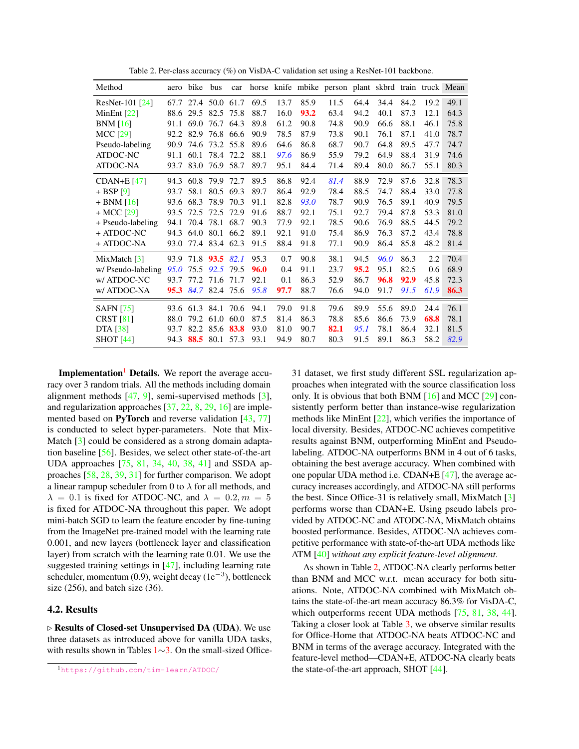Table 2. Per-class accuracy (%) on VisDA-C validation set using a ResNet-101 backbone.

| Method | aero | bike | bus | car | horse | knife | mbike | person | plant | skbrd | train | truck | Mean |
|---|---|---|---|---|---|---|---|---|---|---|---|---|---|
| ResNet-101 [24] | 67.7 | 27.4 | 50.0 | 61.7 | 69.5 | 13.7 | 85.9 | 11.5 | 64.4 | 34.4 | 84.2 | 19.2 | 49.1 |
| MinEnt [22] | 88.6 | 29.5 | 82.5 | 75.8 | 88.7 | 16.0 | **93.2** | 63.4 | 94.2 | 40.1 | 87.3 | 12.1 | 64.3 |
| BNM [16] | 91.1 | 69.0 | 76.7 | 64.3 | 89.8 | 61.2 | 90.8 | 74.8 | 90.9 | 66.6 | 88.1 | 46.1 | 75.8 |
| MCC [29] | 92.2 | 82.9 | 76.8 | 66.6 | 90.9 | 78.5 | 87.9 | 73.8 | 90.1 | 76.1 | 87.1 | 41.0 | 78.7 |
| Pseudo-labeling | 90.9 | 74.6 | 73.2 | 55.8 | 89.6 | 64.6 | 86.8 | 68.7 | 90.7 | 64.8 | 89.5 | 47.7 | 74.7 |
| ATDOC-NC | 91.1 | 60.1 | 78.4 | 72.2 | 88.1 | *97.6* | 86.9 | 55.9 | 79.2 | 64.9 | 88.4 | 31.9 | 74.6 |
| ATDOC-NA | 93.7 | 83.0 | 76.9 | 58.7 | 89.7 | 95.1 | 84.4 | 71.4 | 89.4 | 80.0 | 86.7 | 55.1 | 80.3 |
| CDAN+E [47] | 94.3 | 60.8 | 79.9 | 72.7 | 89.5 | 86.8 | 92.4 | *81.4* | 88.9 | 72.9 | 87.6 | 32.8 | 78.3 |
| + BSP [9] | 93.7 | 58.1 | 80.5 | 69.3 | 89.7 | 86.4 | 92.9 | 78.4 | 88.5 | 74.7 | 88.4 | 33.0 | 77.8 |
| + BNM [16] | 93.6 | 68.3 | 78.9 | 70.3 | 91.1 | 82.8 | *93.0* | 78.7 | 90.9 | 76.5 | 89.1 | 40.9 | 79.5 |
| + MCC [29] | 93.5 | 72.5 | 72.5 | 72.9 | 91.6 | 88.7 | 92.1 | 75.1 | 92.7 | 79.4 | 87.8 | 53.3 | 81.0 |
| + Pseudo-labeling | 94.1 | 70.4 | 78.1 | 68.7 | 90.3 | 77.9 | 92.1 | 78.5 | 90.6 | 76.9 | 88.5 | 44.5 | 79.2 |
| + ATDOC-NC | 94.3 | 64.0 | 80.1 | 66.2 | 89.1 | 92.1 | 91.0 | 75.4 | 86.9 | 76.3 | 87.2 | 43.4 | 78.8 |
| + ATDOC-NA | 93.0 | 77.4 | 83.4 | 62.3 | 91.5 | 88.4 | 91.8 | 77.1 | 90.9 | 86.4 | 85.8 | 48.2 | 81.4 |
| MixMatch [3] | 93.9 | 71.8 | **93.5** | *82.1* | 95.3 | 0.7 | 90.8 | 38.1 | 94.5 | *96.0* | 86.3 | 2.2 | 70.4 |
| w/ Pseudo-labeling | *95.0* | 75.5 | *92.5* | 79.5 | **96.0** | 0.4 | 91.1 | 23.7 | **95.2** | 95.1 | 82.5 | 0.6 | 68.9 |
| w/ ATDOC-NC | 93.7 | 77.2 | 71.6 | 71.7 | 92.1 | 0.1 | 86.3 | 52.9 | 86.7 | **96.8** | **92.9** | 45.8 | 72.3 |
| w/ ATDOC-NA | **95.3** | *84.7* | 82.4 | 75.6 | *95.8* | **97.7** | 88.7 | 76.6 | 94.0 | 91.7 | *91.5* | *61.9* | **86.3** |
| SAFN [75] | 93.6 | 61.3 | 84.1 | 70.6 | 94.1 | 79.0 | 91.8 | 79.6 | 89.9 | 55.6 | 89.0 | 24.4 | 76.1 |
| CRST [81] | 88.0 | 79.2 | 61.0 | 60.0 | 87.5 | 81.4 | 86.3 | 78.8 | 85.6 | 86.6 | 73.9 | **68.8** | 78.1 |
| DTA [38] | 93.7 | 82.2 | 85.6 | **83.8** | 93.0 | 81.0 | 90.7 | **82.1** | *95.1* | 78.1 | 86.4 | 32.1 | 81.5 |
| SHOT [44] | 94.3 | **88.5** | 80.1 | 57.3 | 93.1 | 94.9 | 80.7 | 80.3 | 91.5 | 89.1 | 86.3 | 58.2 | *82.9* |

**Implementation[1] Details.** We report the average accuracy over 3 random trials. All the methods including domain alignment methods [47, 9], semi-supervised methods [3], and regularization approaches [37, 22, 8, 29, 16] are implemented based on **PyTorch** and reverse validation [43, 77] is conducted to select hyper-parameters. Note that MixMatch [3] could be considered as a strong domain adaptation baseline [56]. Besides, we select other state-of-the-art UDA approaches [75, 81, 34, 40, 38, 41] and SSDA approaches [58, 28, 39, 31] for further comparison. We adopt a linear rampup scheduler from 0 to $\lambda$ for all methods, and $\lambda = 0.1$ is fixed for ATDOC-NC, and $\lambda = 0.2, m = 5$ is fixed for ATDOC-NA throughout this paper. We adopt mini-batch SGD to learn the feature encoder by fine-tuning from the ImageNet pre-trained model with the learning rate 0.001, and new layers (bottleneck layer and classification layer) from scratch with the learning rate 0.01. We use the suggested training settings in [47], including learning rate scheduler, momentum (0.9), weight decay ($1e^{-3}$), bottleneck size (256), and batch size (36).

## 4.2. Results

▷ **Results of Closed-set Unsupervised DA (UDA).** We use three datasets as introduced above for vanilla UDA tasks, with results shown in Tables 1∼3. On the small-sized Office-31 dataset, we first study different SSL regularization approaches when integrated with the source classification loss only. It is obvious that both BNM [16] and MCC [29] consistently perform better than instance-wise regularization methods like MinEnt [22], which verifies the importance of local diversity. Besides, ATDOC-NC achieves competitive results against BNM, outperforming MinEnt and Pseudo-labeling. ATDOC-NA outperforms BNM in 4 out of 6 tasks, obtaining the best average accuracy. When combined with one popular UDA method i.e. CDAN+E [47], the average accuracy increases accordingly, and ATDOC-NA still performs the best. Since Office-31 is relatively small, MixMatch [3] performs worse than CDAN+E. Using pseudo labels provided by ATDOC-NC and ATODC-NA, MixMatch obtains boosted performance. Besides, ATDOC-NA achieves competitive performance with state-of-the-art UDA methods like ATM [40] *without any explicit feature-level alignment*.

As shown in Table 2, ATDOC-NA clearly performs better than BNM and MCC w.r.t. mean accuracy for both situations. Note, ATDOC-NA combined with MixMatch obtains the state-of-the-art mean accuracy 86.3% for VisDA-C, which outperforms recent UDA methods [75, 81, 38, 44]. Taking a closer look at Table 3, we observe similar results for Office-Home that ATDOC-NA beats ATDOC-NC and BNM in terms of the average accuracy. Integrated with the feature-level method—CDAN+E, ATDOC-NA clearly beats the state-of-the-art approach, SHOT [44].

[1] https://github.com/tim-learn/ATDOC/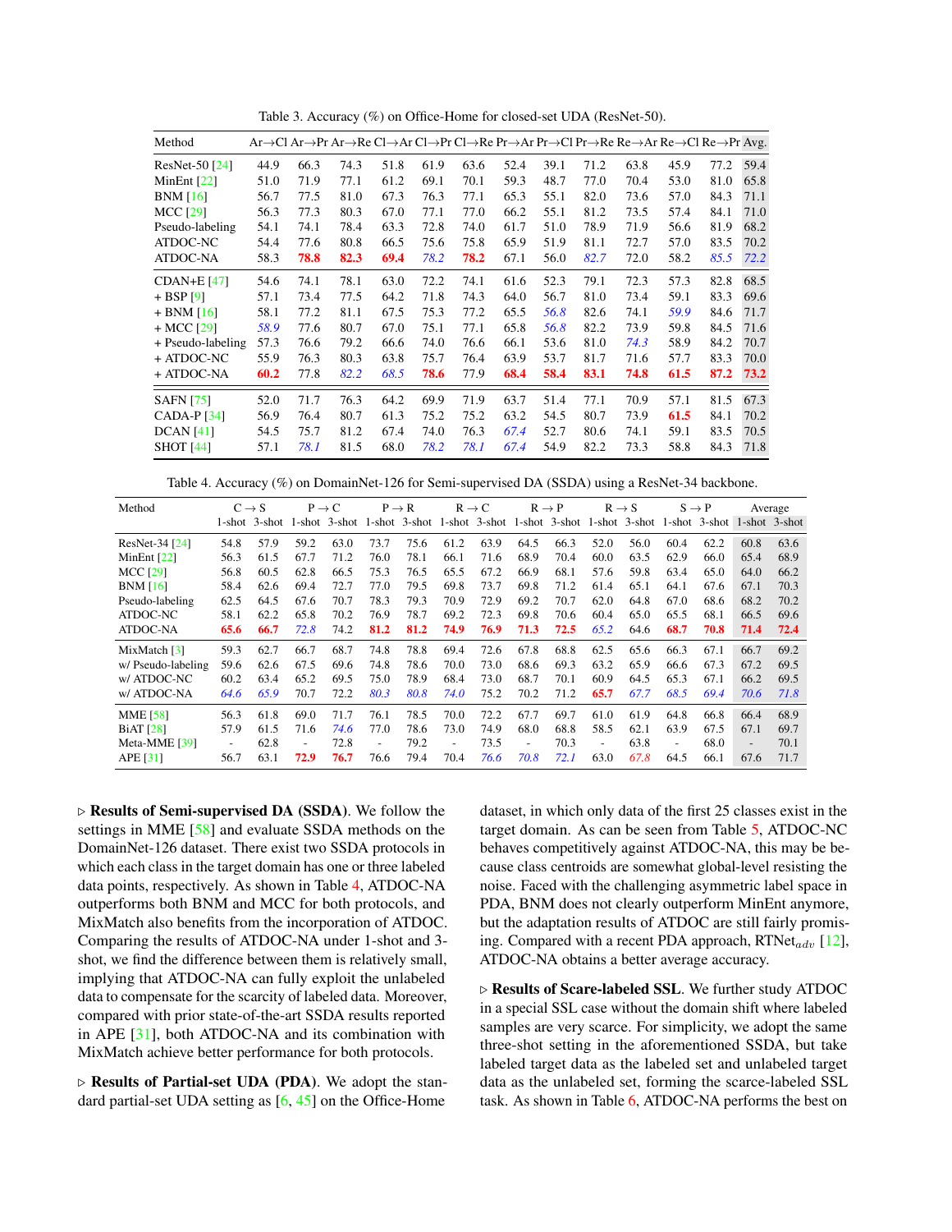Table 3. Accuracy (%) on Office-Home for closed-set UDA (ResNet-50).

| Method | Ar→Cl | Ar→Pr | Ar→Re | Cl→Ar | Cl→Pr | Cl→Re | Pr→Ar | Pr→Cl | Pr→Re | Re→Ar | Re→Cl | Re→Pr | Avg. |
|---|---|---|---|---|---|---|---|---|---|---|---|---|---|
| ResNet-50 [24] | 44.9 | 66.3 | 74.3 | 51.8 | 61.9 | 63.6 | 52.4 | 39.1 | 71.2 | 63.8 | 45.9 | 77.2 | 59.4 |
| MinEnt [22] | 51.0 | 71.9 | 77.1 | 61.2 | 69.1 | 70.1 | 59.3 | 48.7 | 77.0 | 70.4 | 53.0 | 81.0 | 65.8 |
| BNM [16] | 56.7 | 77.5 | 81.0 | 67.3 | 76.3 | 77.1 | 65.3 | 55.1 | 82.0 | 73.6 | 57.0 | 84.3 | 71.1 |
| MCC [29] | 56.3 | 77.3 | 80.3 | 67.0 | 77.1 | 77.0 | 66.2 | 55.1 | 81.2 | 73.5 | 57.4 | 84.1 | 71.0 |
| Pseudo-labeling | 54.1 | 74.1 | 78.4 | 63.3 | 72.8 | 74.0 | 61.7 | 51.0 | 78.9 | 71.9 | 56.6 | 81.9 | 68.2 |
| ATDOC-NC | 54.4 | 77.6 | 80.8 | 66.5 | 75.6 | 75.8 | 65.9 | 51.9 | 81.1 | 72.7 | 57.0 | 83.5 | 70.2 |
| ATDOC-NA | 58.3 | **78.8** | **82.3** | **69.4** | *78.2* | **78.2** | 67.1 | 56.0 | *82.7* | 72.0 | 58.2 | *85.5* | *72.2* |
| CDAN+E [47] | 54.6 | 74.1 | 78.1 | 63.0 | 72.2 | 74.1 | 61.6 | 52.3 | 79.1 | 72.3 | 57.3 | 82.8 | 68.5 |
| + BSP [9] | 57.1 | 73.4 | 77.5 | 64.2 | 71.8 | 74.3 | 64.0 | 56.7 | 81.0 | 73.4 | 59.1 | 83.3 | 69.6 |
| + BNM [16] | 58.1 | 77.2 | 81.1 | 67.5 | 75.3 | 77.2 | 65.5 | *56.8* | 82.6 | 74.1 | *59.9* | 84.6 | 71.7 |
| + MCC [29] | *58.9* | 77.6 | 80.7 | 67.0 | 75.1 | 77.1 | 65.8 | *56.8* | 82.2 | 73.9 | 59.8 | 84.5 | 71.6 |
| + Pseudo-labeling | 57.3 | 76.6 | 79.2 | 66.6 | 74.0 | 76.6 | 66.1 | 53.6 | 81.0 | *74.3* | 58.9 | 84.2 | 70.7 |
| + ATDOC-NC | 55.9 | 76.3 | 80.3 | 63.8 | 75.7 | 76.4 | 63.9 | 53.7 | 81.7 | 71.6 | 57.7 | 83.3 | 70.0 |
| + ATDOC-NA | **60.2** | 77.8 | *82.2* | *68.5* | **78.6** | 77.9 | **68.4** | **58.4** | **83.1** | **74.8** | **61.5** | **87.2** | **73.2** |
| SAFN [75] | 52.0 | 71.7 | 76.3 | 64.2 | 69.9 | 71.9 | 63.7 | 51.4 | 77.1 | 70.9 | 57.1 | 81.5 | 67.3 |
| CADA-P [34] | 56.9 | 76.4 | 80.7 | 61.3 | 75.2 | 75.2 | 63.2 | 54.5 | 80.7 | 73.9 | **61.5** | 84.1 | 70.2 |
| DCAN [41] | 54.5 | 75.7 | 81.2 | 67.4 | 74.0 | 76.3 | *67.4* | 52.7 | 80.6 | 74.1 | 59.1 | 83.5 | 70.5 |
| SHOT [44] | 57.1 | *78.1* | 81.5 | 68.0 | *78.2* | *78.1* | *67.4* | 54.9 | 82.2 | 73.3 | 58.8 | 84.3 | 71.8 |

Table 4. Accuracy (%) on DomainNet-126 for Semi-supervised DA (SSDA) using a ResNet-34 backbone.

| Method | C → S | | P → C | | P → R | | R → C | | R → P | | R → S | | S → P | | Average | |
|---|---|---|---|---|---|---|---|---|---|---|---|---|---|---|---|---|
| | 1-shot | 3-shot | 1-shot | 3-shot | 1-shot | 3-shot | 1-shot | 3-shot | 1-shot | 3-shot | 1-shot | 3-shot | 1-shot | 3-shot | 1-shot | 3-shot |
| ResNet-34 [24] | 54.8 | 57.9 | 59.2 | 63.0 | 73.7 | 75.6 | 61.2 | 63.9 | 64.5 | 66.3 | 52.0 | 56.0 | 60.4 | 62.2 | 60.8 | 63.6 |
| MinEnt [22] | 56.3 | 61.5 | 67.7 | 71.2 | 76.0 | 78.1 | 66.1 | 71.6 | 68.9 | 70.4 | 60.0 | 63.5 | 62.9 | 66.0 | 65.4 | 68.9 |
| MCC [29] | 56.8 | 60.5 | 62.8 | 66.5 | 75.3 | 76.5 | 65.5 | 67.2 | 66.9 | 68.1 | 57.6 | 59.8 | 63.4 | 65.0 | 64.0 | 66.2 |
| BNM [16] | 58.4 | 62.6 | 69.4 | 72.7 | 77.0 | 79.5 | 69.8 | 73.7 | 69.8 | 71.2 | 61.4 | 65.1 | 64.1 | 67.6 | 67.1 | 70.3 |
| Pseudo-labeling | 62.5 | 64.5 | 67.6 | 70.7 | 78.3 | 79.3 | 70.9 | 72.9 | 69.2 | 70.7 | 62.0 | 64.8 | 67.0 | 68.6 | 68.2 | 70.2 |
| ATDOC-NC | 58.1 | 62.2 | 65.8 | 70.2 | 76.9 | 78.7 | 69.2 | 72.3 | 69.8 | 70.6 | 60.4 | 65.0 | 65.5 | 68.1 | 66.5 | 69.6 |
| ATDOC-NA | **65.6** | **66.7** | *72.8* | 74.2 | **81.2** | **81.2** | **74.9** | **76.9** | **71.3** | **72.5** | *65.2* | 64.6 | **68.7** | **70.8** | **71.4** | **72.4** |
| MixMatch [3] | 59.3 | 62.7 | 66.7 | 68.7 | 74.8 | 78.8 | 69.4 | 72.6 | 67.8 | 68.8 | 62.5 | 65.6 | 66.3 | 67.1 | 66.7 | 69.2 |
| w/ Pseudo-labeling | 59.6 | 62.6 | 67.5 | 69.6 | 74.8 | 78.6 | 70.0 | 73.0 | 68.6 | 69.3 | 63.2 | 65.9 | 66.6 | 67.3 | 67.2 | 69.5 |
| w/ ATDOC-NC | 60.2 | 63.4 | 65.2 | 69.5 | 75.0 | 78.9 | 68.4 | 73.0 | 68.7 | 70.1 | 60.9 | 64.5 | 65.3 | 67.1 | 66.2 | 69.5 |
| w/ ATDOC-NA | *64.6* | *65.9* | 70.7 | 72.2 | *80.3* | *80.8* | *74.0* | 75.2 | 70.2 | 71.2 | **65.7** | *67.7* | *68.5* | *69.4* | *70.6* | *71.8* |
| MME [58] | 56.3 | 61.8 | 69.0 | 71.7 | 76.1 | 78.5 | 70.0 | 72.2 | 67.7 | 69.7 | 61.0 | 61.9 | 64.8 | 66.8 | 66.4 | 68.9 |
| BiAT [28] | 57.9 | 61.5 | 71.6 | *74.6* | 77.0 | 78.6 | 73.0 | 74.9 | 68.0 | 68.8 | 58.5 | 62.1 | 63.9 | 67.5 | 67.1 | 69.7 |
| Meta-MME [39] | - | 62.8 | - | 72.8 | - | 79.2 | - | 73.5 | - | 70.3 | - | 63.8 | - | 68.0 | - | 70.1 |
| APE [31] | 56.7 | 63.1 | **72.9** | **76.7** | 76.6 | 79.4 | 70.4 | *76.6* | *70.8* | *72.1* | 63.0 | *67.8* | 64.5 | 66.1 | 67.6 | 71.7 |

▷ **Results of Semi-supervised DA (SSDA).** We follow the settings in MME [58] and evaluate SSDA methods on the DomainNet-126 dataset. There exist two SSDA protocols in which each class in the target domain has one or three labeled data points, respectively. As shown in Table 4, ATDOC-NA outperforms both BNM and MCC for both protocols, and MixMatch also benefits from the incorporation of ATDOC. Comparing the results of ATDOC-NA under 1-shot and 3-shot, we find the difference between them is relatively small, implying that ATDOC-NA can fully exploit the unlabeled data to compensate for the scarcity of labeled data. Moreover, compared with prior state-of-the-art SSDA results reported in APE [31], both ATDOC-NA and its combination with MixMatch achieve better performance for both protocols.

▷ **Results of Partial-set UDA (PDA).** We adopt the standard partial-set UDA setting as [6, 45] on the Office-Home dataset, in which only data of the first 25 classes exist in the target domain. As can be seen from Table 5, ATDOC-NC behaves competitively against ATDOC-NA, this may be because class centroids are somewhat global-level resisting the noise. Faced with the challenging asymmetric label space in PDA, BNM does not clearly outperform MinEnt anymore, but the adaptation results of ATDOC are still fairly promising. Compared with a recent PDA approach, RTNet$_{adv}$ [12], ATDOC-NA obtains a better average accuracy.

▷ **Results of Scare-labeled SSL.** We further study ATDOC in a special SSL case without the domain shift where labeled samples are very scarce. For simplicity, we adopt the same three-shot setting in the aforementioned SSDA, but take labeled target data as the labeled set and unlabeled target data as the unlabeled set, forming the scarce-labeled SSL task. As shown in Table 6, ATDOC-NA performs the best on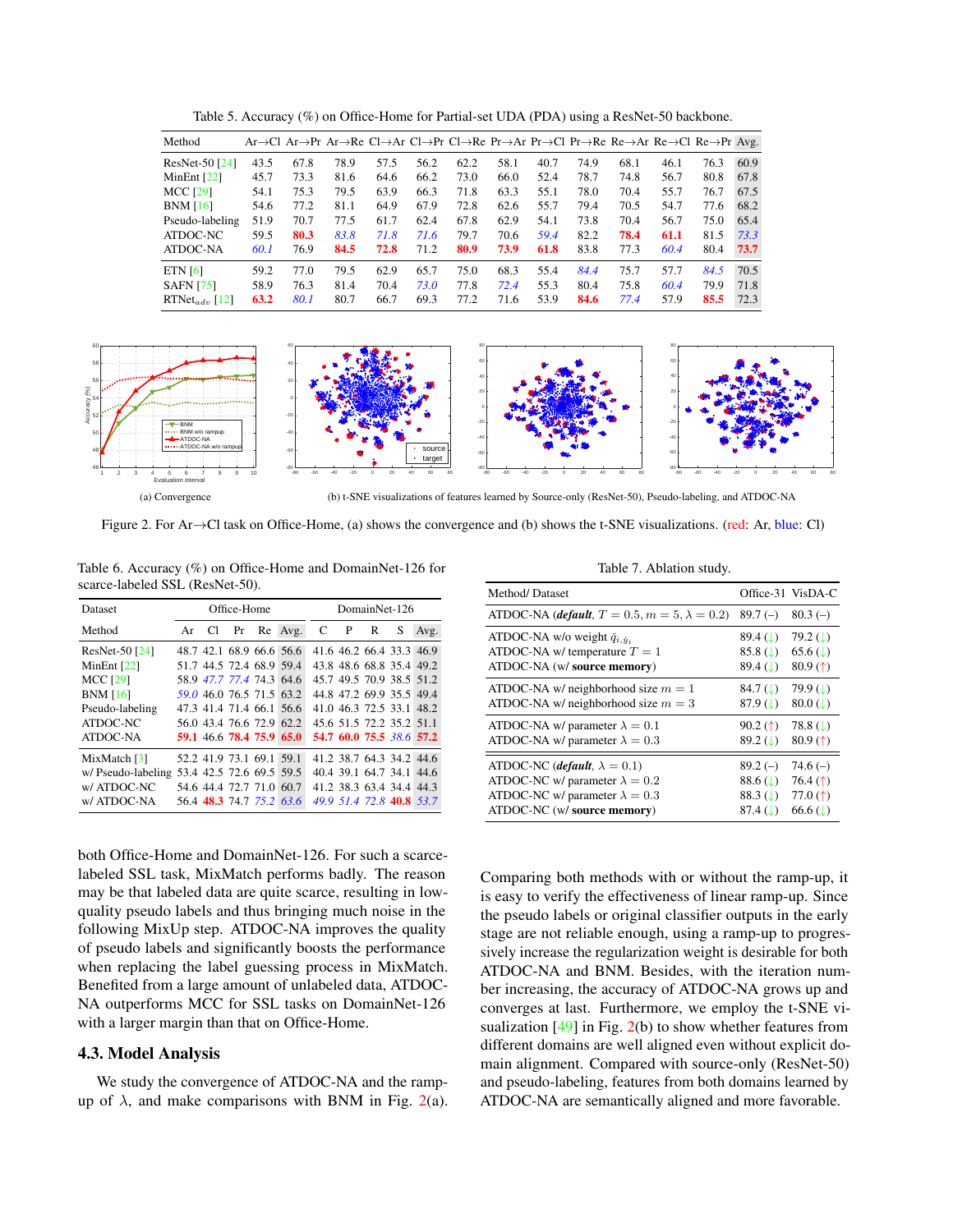Table 5. Accuracy (%) on Office-Home for Partial-set UDA (PDA) using a ResNet-50 backbone.

| Method | Ar→Cl | Ar→Pr | Ar→Re | Cl→Ar | Cl→Pr | Cl→Re | Pr→Ar | Pr→Cl | Pr→Re | Re→Ar | Re→Cl | Re→Pr | Avg. |
|---|---|---|---|---|---|---|---|---|---|---|---|---|---|
| ResNet-50 [24] | 43.5 | 67.8 | 78.9 | 57.5 | 56.2 | 62.2 | 58.1 | 40.7 | 74.9 | 68.1 | 46.1 | 76.3 | 60.9 |
| MinEnt [22] | 45.7 | 73.3 | 81.6 | 64.6 | 66.2 | 73.0 | 66.0 | 52.4 | 78.7 | 74.8 | 56.7 | 80.8 | 67.8 |
| MCC [29] | 54.1 | 75.3 | 79.5 | 63.9 | 66.3 | 71.8 | 63.3 | 55.1 | 78.0 | 70.4 | 55.7 | 76.7 | 67.5 |
| BNM [16] | 54.6 | 77.2 | 81.1 | 64.9 | 67.9 | 72.8 | 62.6 | 55.7 | 79.4 | 70.5 | 54.7 | 77.6 | 68.2 |
| Pseudo-labeling | 51.9 | 70.7 | 77.5 | 61.7 | 62.4 | 67.8 | 62.9 | 54.1 | 73.8 | 70.4 | 56.7 | 75.0 | 65.4 |
| ATDOC-NC | 59.5 | **80.3** | *83.8* | *71.8* | *71.6* | 79.7 | 70.6 | *59.4* | 82.2 | **78.4** | **61.1** | 81.5 | *73.3* |
| ATDOC-NA | *60.1* | 76.9 | **84.5** | **72.8** | 71.2 | **80.9** | **73.9** | **61.8** | 83.8 | 77.3 | *60.4* | 80.4 | **73.7** |
| ETN [6] | 59.2 | 77.0 | 79.5 | 62.9 | 65.7 | 75.0 | 68.3 | 55.4 | *84.4* | 75.7 | 57.7 | *84.5* | 70.5 |
| SAFN [75] | 58.9 | 76.3 | 81.4 | 70.4 | *73.0* | 77.8 | *72.4* | 55.3 | 80.4 | 75.8 | *60.4* | 79.9 | 71.8 |
| RTNet$_{adv}$ [12] | **63.2** | *80.1* | 80.7 | 66.7 | 69.3 | 77.2 | 71.6 | 53.9 | **84.6** | *77.4* | 57.9 | **85.5** | 72.3 |

(a) Convergence

(b) t-SNE visualizations of features learned by Source-only (ResNet-50), Pseudo-labeling, and ATDOC-NA

Figure 2. For Ar→Cl task on Office-Home, (a) shows the convergence and (b) shows the t-SNE visualizations. (red: Ar, blue: Cl)

Table 6. Accuracy (%) on Office-Home and DomainNet-126 for scarce-labeled SSL (ResNet-50).

| Dataset | Office-Home | | | | | DomainNet-126 | | | | |
|---|---|---|---|---|---|---|---|---|---|---|
| Method | Ar | Cl | Pr | Re | Avg. | C | P | R | S | Avg. |
| ResNet-50 [24] | 48.7 | 42.1 | 68.9 | 66.6 | 56.6 | 41.6 | 46.2 | 66.4 | 33.3 | 46.9 |
| MinEnt [22] | 51.7 | 44.5 | 72.4 | 68.9 | 59.4 | 43.8 | 48.6 | 68.8 | 35.4 | 49.2 |
| MCC [29] | 58.9 | *47.7* | *77.4* | 74.3 | 64.6 | 45.7 | 49.5 | 70.9 | 38.5 | 51.2 |
| BNM [16] | *59.0* | 46.0 | 76.5 | 71.5 | 63.2 | 44.8 | 47.2 | 69.9 | 35.5 | 49.4 |
| Pseudo-labeling | 47.3 | 41.4 | 71.4 | 66.1 | 56.6 | 41.0 | 46.3 | 72.5 | 33.1 | 48.2 |
| ATDOC-NC | 56.0 | 43.4 | 76.6 | 72.9 | 62.2 | 45.6 | 51.5 | 72.2 | 35.2 | 51.1 |
| ATDOC-NA | **59.1** | 46.6 | **78.4** | **75.9** | **65.0** | **54.7** | **60.0** | **75.5** | *38.6* | **57.2** |
| MixMatch [3] | 52.2 | 41.9 | 73.1 | 69.1 | 59.1 | 41.2 | 38.7 | 64.3 | 34.2 | 44.6 |
| w/ Pseudo-labeling | 53.4 | 42.5 | 72.6 | 69.5 | 59.5 | 40.4 | 39.1 | 64.7 | 34.1 | 44.6 |
| w/ ATDOC-NC | 54.6 | 44.4 | 72.7 | 71.0 | 60.7 | 41.2 | 38.3 | 63.4 | 34.4 | 44.3 |
| w/ ATDOC-NA | 56.4 | **48.3** | 74.7 | *75.2* | *63.6* | *49.9* | *51.4* | *72.8* | **40.8** | *53.7* |

Table 7. Ablation study.

| Method/ Dataset | Office-31 | VisDA-C |
|---|---|---|
| ATDOC-NA (***default***, $T=0.5, m=5, \lambda=0.2$) | 89.7 (–) | 80.3 (–) |
| ATDOC-NA w/o weight $\hat{q}_{i,\hat{y}_i}$ | 89.4 (↓) | 79.2 (↓) |
| ATDOC-NA w/ temperature $T=1$ | 85.8 (↓) | 65.6 (↓) |
| ATDOC-NA (w/ **source memory**) | 89.4 (↓) | 80.9 (↑) |
| ATDOC-NA w/ neighborhood size $m=1$ | 84.7 (↓) | 79.9 (↓) |
| ATDOC-NA w/ neighborhood size $m=3$ | 87.9 (↓) | 80.0 (↓) |
| ATDOC-NA w/ parameter $\lambda=0.1$ | 90.2 (↑) | 78.8 (↓) |
| ATDOC-NA w/ parameter $\lambda=0.3$ | 89.2 (↓) | 80.9 (↑) |
| ATDOC-NC (***default***, $\lambda=0.1$) | 89.2 (–) | 74.6 (–) |
| ATDOC-NC w/ parameter $\lambda=0.2$ | 88.6 (↓) | 76.4 (↑) |
| ATDOC-NC w/ parameter $\lambda=0.3$ | 88.3 (↓) | 77.0 (↑) |
| ATDOC-NC (w/ **source memory**) | 87.4 (↓) | 66.6 (↓) |

both Office-Home and DomainNet-126. For such a scarce-labeled SSL task, MixMatch performs badly. The reason may be that labeled data are quite scarce, resulting in low-quality pseudo labels and thus bringing much noise in the following MixUp step. ATDOC-NA improves the quality of pseudo labels and significantly boosts the performance when replacing the label guessing process in MixMatch. Benefited from a large amount of unlabeled data, ATDOC-NA outperforms MCC for SSL tasks on DomainNet-126 with a larger margin than that on Office-Home.

### 4.3. Model Analysis

We study the convergence of ATDOC-NA and the ramp-up of $\lambda$, and make comparisons with BNM in Fig. 2(a). Comparing both methods with or without the ramp-up, it is easy to verify the effectiveness of linear ramp-up. Since the pseudo labels or original classifier outputs in the early stage are not reliable enough, using a ramp-up to progressively increase the regularization weight is desirable for both ATDOC-NA and BNM. Besides, with the iteration number increasing, the accuracy of ATDOC-NA grows up and converges at last. Furthermore, we employ the t-SNE visualization [49] in Fig. 2(b) to show whether features from different domains are well aligned even without explicit domain alignment. Compared with source-only (ResNet-50) and pseudo-labeling, features from both domains learned by ATDOC-NA are semantically aligned and more favorable.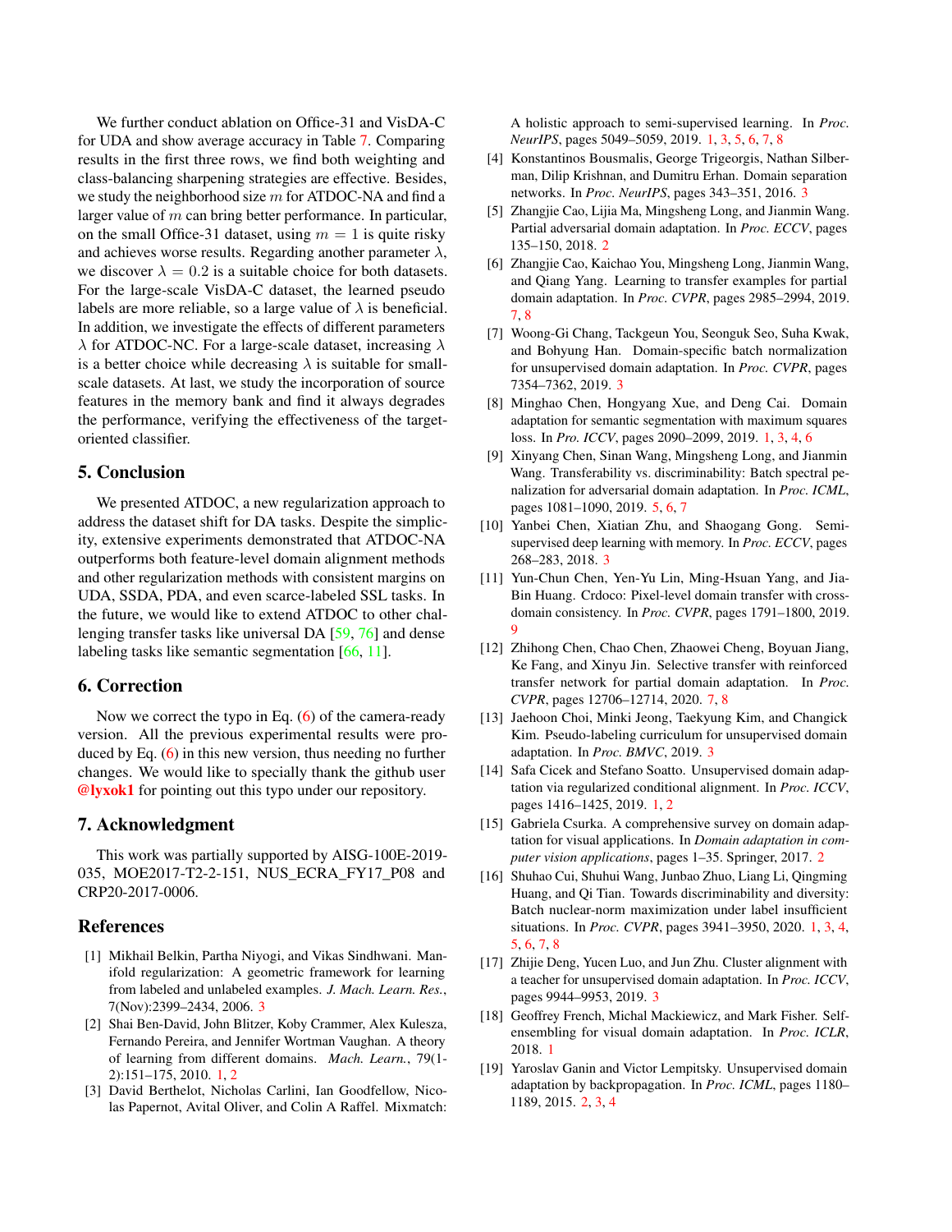We further conduct ablation on Office-31 and VisDA-C for UDA and show average accuracy in Table 7. Comparing results in the first three rows, we find both weighting and class-balancing sharpening strategies are effective. Besides, we study the neighborhood size $m$ for ATDOC-NA and find a larger value of $m$ can bring better performance. In particular, on the small Office-31 dataset, using $m = 1$ is quite risky and achieves worse results. Regarding another parameter $\lambda$, we discover $\lambda = 0.2$ is a suitable choice for both datasets. For the large-scale VisDA-C dataset, the learned pseudo labels are more reliable, so a large value of $\lambda$ is beneficial. In addition, we investigate the effects of different parameters $\lambda$ for ATDOC-NC. For a large-scale dataset, increasing $\lambda$ is a better choice while decreasing $\lambda$ is suitable for small-scale datasets. At last, we study the incorporation of source features in the memory bank and find it always degrades the performance, verifying the effectiveness of the target-oriented classifier.

## 5. Conclusion

We presented ATDOC, a new regularization approach to address the dataset shift for DA tasks. Despite the simplicity, extensive experiments demonstrated that ATDOC-NA outperforms both feature-level domain alignment methods and other regularization methods with consistent margins on UDA, SSDA, PDA, and even scarce-labeled SSL tasks. In the future, we would like to extend ATDOC to other challenging transfer tasks like universal DA [59, 76] and dense labeling tasks like semantic segmentation [66, 11].

## 6. Correction

Now we correct the typo in Eq. (6) of the camera-ready version. All the previous experimental results were produced by Eq. (6) in this new version, thus needing no further changes. We would like to specially thank the github user **@lyxok1** for pointing out this typo under our repository.

## 7. Acknowledgment

This work was partially supported by AISG-100E-2019-035, MOE2017-T2-2-151, NUS_ECRA_FY17_P08 and CRP20-2017-0006.

## References

[1] Mikhail Belkin, Partha Niyogi, and Vikas Sindhwani. Manifold regularization: A geometric framework for learning from labeled and unlabeled examples. *J. Mach. Learn. Res.*, 7(Nov):2399–2434, 2006. 3

[2] Shai Ben-David, John Blitzer, Koby Crammer, Alex Kulesza, Fernando Pereira, and Jennifer Wortman Vaughan. A theory of learning from different domains. *Mach. Learn.*, 79(1-2):151–175, 2010. 1, 2

[3] David Berthelot, Nicholas Carlini, Ian Goodfellow, Nicolas Papernot, Avital Oliver, and Colin A Raffel. Mixmatch: A holistic approach to semi-supervised learning. In *Proc. NeurIPS*, pages 5049–5059, 2019. 1, 3, 5, 6, 7, 8

[4] Konstantinos Bousmalis, George Trigeorgis, Nathan Silberman, Dilip Krishnan, and Dumitru Erhan. Domain separation networks. In *Proc. NeurIPS*, pages 343–351, 2016. 3

[5] Zhangjie Cao, Lijia Ma, Mingsheng Long, and Jianmin Wang. Partial adversarial domain adaptation. In *Proc. ECCV*, pages 135–150, 2018. 2

[6] Zhangjie Cao, Kaichao You, Mingsheng Long, Jianmin Wang, and Qiang Yang. Learning to transfer examples for partial domain adaptation. In *Proc. CVPR*, pages 2985–2994, 2019. 7, 8

[7] Woong-Gi Chang, Tackgeun You, Seonguk Seo, Suha Kwak, and Bohyung Han. Domain-specific batch normalization for unsupervised domain adaptation. In *Proc. CVPR*, pages 7354–7362, 2019. 3

[8] Minghao Chen, Hongyang Xue, and Deng Cai. Domain adaptation for semantic segmentation with maximum squares loss. In *Pro. ICCV*, pages 2090–2099, 2019. 1, 3, 4, 6

[9] Xinyang Chen, Sinan Wang, Mingsheng Long, and Jianmin Wang. Transferability vs. discriminability: Batch spectral penalization for adversarial domain adaptation. In *Proc. ICML*, pages 1081–1090, 2019. 5, 6, 7

[10] Yanbei Chen, Xiatian Zhu, and Shaogang Gong. Semi-supervised deep learning with memory. In *Proc. ECCV*, pages 268–283, 2018. 3

[11] Yun-Chun Chen, Yen-Yu Lin, Ming-Hsuan Yang, and Jia-Bin Huang. Crdoco: Pixel-level domain transfer with cross-domain consistency. In *Proc. CVPR*, pages 1791–1800, 2019. 9

[12] Zhihong Chen, Chao Chen, Zhaowei Cheng, Boyuan Jiang, Ke Fang, and Xinyu Jin. Selective transfer with reinforced transfer network for partial domain adaptation. In *Proc. CVPR*, pages 12706–12714, 2020. 7, 8

[13] Jaehoon Choi, Minki Jeong, Taekyung Kim, and Changick Kim. Pseudo-labeling curriculum for unsupervised domain adaptation. In *Proc. BMVC*, 2019. 3

[14] Safa Cicek and Stefano Soatto. Unsupervised domain adaptation via regularized conditional alignment. In *Proc. ICCV*, pages 1416–1425, 2019. 1, 2

[15] Gabriela Csurka. A comprehensive survey on domain adaptation for visual applications. In *Domain adaptation in computer vision applications*, pages 1–35. Springer, 2017. 2

[16] Shuhao Cui, Shuhui Wang, Junbao Zhuo, Liang Li, Qingming Huang, and Qi Tian. Towards discriminability and diversity: Batch nuclear-norm maximization under label insufficient situations. In *Proc. CVPR*, pages 3941–3950, 2020. 1, 3, 4, 5, 6, 7, 8

[17] Zhijie Deng, Yucen Luo, and Jun Zhu. Cluster alignment with a teacher for unsupervised domain adaptation. In *Proc. ICCV*, pages 9944–9953, 2019. 3

[18] Geoffrey French, Michal Mackiewicz, and Mark Fisher. Self-ensembling for visual domain adaptation. In *Proc. ICLR*, 2018. 1

[19] Yaroslav Ganin and Victor Lempitsky. Unsupervised domain adaptation by backpropagation. In *Proc. ICML*, pages 1180–1189, 2015. 2, 3, 4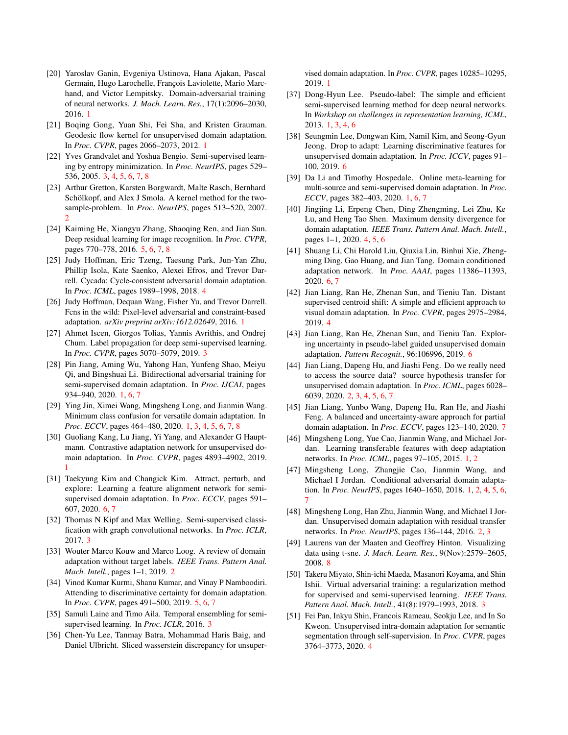[20] Yaroslav Ganin, Evgeniya Ustinova, Hana Ajakan, Pascal Germain, Hugo Larochelle, François Laviolette, Mario Marchand, and Victor Lempitsky. Domain-adversarial training of neural networks. *J. Mach. Learn. Res.*, 17(1):2096–2030, 2016. 1

[21] Boqing Gong, Yuan Shi, Fei Sha, and Kristen Grauman. Geodesic flow kernel for unsupervised domain adaptation. In *Proc. CVPR*, pages 2066–2073, 2012. 1

[22] Yves Grandvalet and Yoshua Bengio. Semi-supervised learning by entropy minimization. In *Proc. NeurIPS*, pages 529–536, 2005. 3, 4, 5, 6, 7, 8

[23] Arthur Gretton, Karsten Borgwardt, Malte Rasch, Bernhard Schölkopf, and Alex J Smola. A kernel method for the two-sample-problem. In *Proc. NeurIPS*, pages 513–520, 2007. 2

[24] Kaiming He, Xiangyu Zhang, Shaoqing Ren, and Jian Sun. Deep residual learning for image recognition. In *Proc. CVPR*, pages 770–778, 2016. 5, 6, 7, 8

[25] Judy Hoffman, Eric Tzeng, Taesung Park, Jun-Yan Zhu, Phillip Isola, Kate Saenko, Alexei Efros, and Trevor Darrell. Cycada: Cycle-consistent adversarial domain adaptation. In *Proc. ICML*, pages 1989–1998, 2018. 4

[26] Judy Hoffman, Dequan Wang, Fisher Yu, and Trevor Darrell. Fcns in the wild: Pixel-level adversarial and constraint-based adaptation. *arXiv preprint arXiv:1612.02649*, 2016. 1

[27] Ahmet Iscen, Giorgos Tolias, Yannis Avrithis, and Ondrej Chum. Label propagation for deep semi-supervised learning. In *Proc. CVPR*, pages 5070–5079, 2019. 3

[28] Pin Jiang, Aming Wu, Yahong Han, Yunfeng Shao, Meiyu Qi, and Bingshuai Li. Bidirectional adversarial training for semi-supervised domain adaptation. In *Proc. IJCAI*, pages 934–940, 2020. 1, 6, 7

[29] Ying Jin, Ximei Wang, Mingsheng Long, and Jianmin Wang. Minimum class confusion for versatile domain adaptation. In *Proc. ECCV*, pages 464–480, 2020. 1, 3, 4, 5, 6, 7, 8

[30] Guoliang Kang, Lu Jiang, Yi Yang, and Alexander G Hauptmann. Contrastive adaptation network for unsupervised domain adaptation. In *Proc. CVPR*, pages 4893–4902, 2019. 1

[31] Taekyung Kim and Changick Kim. Attract, perturb, and explore: Learning a feature alignment network for semi-supervised domain adaptation. In *Proc. ECCV*, pages 591–607, 2020. 6, 7

[32] Thomas N Kipf and Max Welling. Semi-supervised classification with graph convolutional networks. In *Proc. ICLR*, 2017. 3

[33] Wouter Marco Kouw and Marco Loog. A review of domain adaptation without target labels. *IEEE Trans. Pattern Anal. Mach. Intell.*, pages 1–1, 2019. 2

[34] Vinod Kumar Kurmi, Shanu Kumar, and Vinay P Namboodiri. Attending to discriminative certainty for domain adaptation. In *Proc. CVPR*, pages 491–500, 2019. 5, 6, 7

[35] Samuli Laine and Timo Aila. Temporal ensembling for semi-supervised learning. In *Proc. ICLR*, 2016. 3

[36] Chen-Yu Lee, Tanmay Batra, Mohammad Haris Baig, and Daniel Ulbricht. Sliced wasserstein discrepancy for unsupervised domain adaptation. In *Proc. CVPR*, pages 10285–10295, 2019. 1

[37] Dong-Hyun Lee. Pseudo-label: The simple and efficient semi-supervised learning method for deep neural networks. In *Workshop on challenges in representation learning, ICML*, 2013. 1, 3, 4, 6

[38] Seungmin Lee, Dongwan Kim, Namil Kim, and Seong-Gyun Jeong. Drop to adapt: Learning discriminative features for unsupervised domain adaptation. In *Proc. ICCV*, pages 91–100, 2019. 6

[39] Da Li and Timothy Hospedale. Online meta-learning for multi-source and semi-supervised domain adaptation. In *Proc. ECCV*, pages 382–403, 2020. 1, 6, 7

[40] Jingjing Li, Erpeng Chen, Ding Zhengming, Lei Zhu, Ke Lu, and Heng Tao Shen. Maximum density divergence for domain adaptation. *IEEE Trans. Pattern Anal. Mach. Intell.*, pages 1–1, 2020. 4, 5, 6

[41] Shuang Li, Chi Harold Liu, Qiuxia Lin, Binhui Xie, Zhengming Ding, Gao Huang, and Jian Tang. Domain conditioned adaptation network. In *Proc. AAAI*, pages 11386–11393, 2020. 6, 7

[42] Jian Liang, Ran He, Zhenan Sun, and Tieniu Tan. Distant supervised centroid shift: A simple and efficient approach to visual domain adaptation. In *Proc. CVPR*, pages 2975–2984, 2019. 4

[43] Jian Liang, Ran He, Zhenan Sun, and Tieniu Tan. Exploring uncertainty in pseudo-label guided unsupervised domain adaptation. *Pattern Recognit.*, 96:106996, 2019. 6

[44] Jian Liang, Dapeng Hu, and Jiashi Feng. Do we really need to access the source data? source hypothesis transfer for unsupervised domain adaptation. In *Proc. ICML*, pages 6028–6039, 2020. 2, 3, 4, 5, 6, 7

[45] Jian Liang, Yunbo Wang, Dapeng Hu, Ran He, and Jiashi Feng. A balanced and uncertainty-aware approach for partial domain adaptation. In *Proc. ECCV*, pages 123–140, 2020. 7

[46] Mingsheng Long, Yue Cao, Jianmin Wang, and Michael Jordan. Learning transferable features with deep adaptation networks. In *Proc. ICML*, pages 97–105, 2015. 1, 2

[47] Mingsheng Long, Zhangjie Cao, Jianmin Wang, and Michael I Jordan. Conditional adversarial domain adaptation. In *Proc. NeurIPS*, pages 1640–1650, 2018. 1, 2, 4, 5, 6, 7

[48] Mingsheng Long, Han Zhu, Jianmin Wang, and Michael I Jordan. Unsupervised domain adaptation with residual transfer networks. In *Proc. NeurIPS*, pages 136–144, 2016. 2, 3

[49] Laurens van der Maaten and Geoffrey Hinton. Visualizing data using t-sne. *J. Mach. Learn. Res.*, 9(Nov):2579–2605, 2008. 8

[50] Takeru Miyato, Shin-ichi Maeda, Masanori Koyama, and Shin Ishii. Virtual adversarial training: a regularization method for supervised and semi-supervised learning. *IEEE Trans. Pattern Anal. Mach. Intell.*, 41(8):1979–1993, 2018. 3

[51] Fei Pan, Inkyu Shin, Francois Rameau, Seokju Lee, and In So Kweon. Unsupervised intra-domain adaptation for semantic segmentation through self-supervision. In *Proc. CVPR*, pages 3764–3773, 2020. 4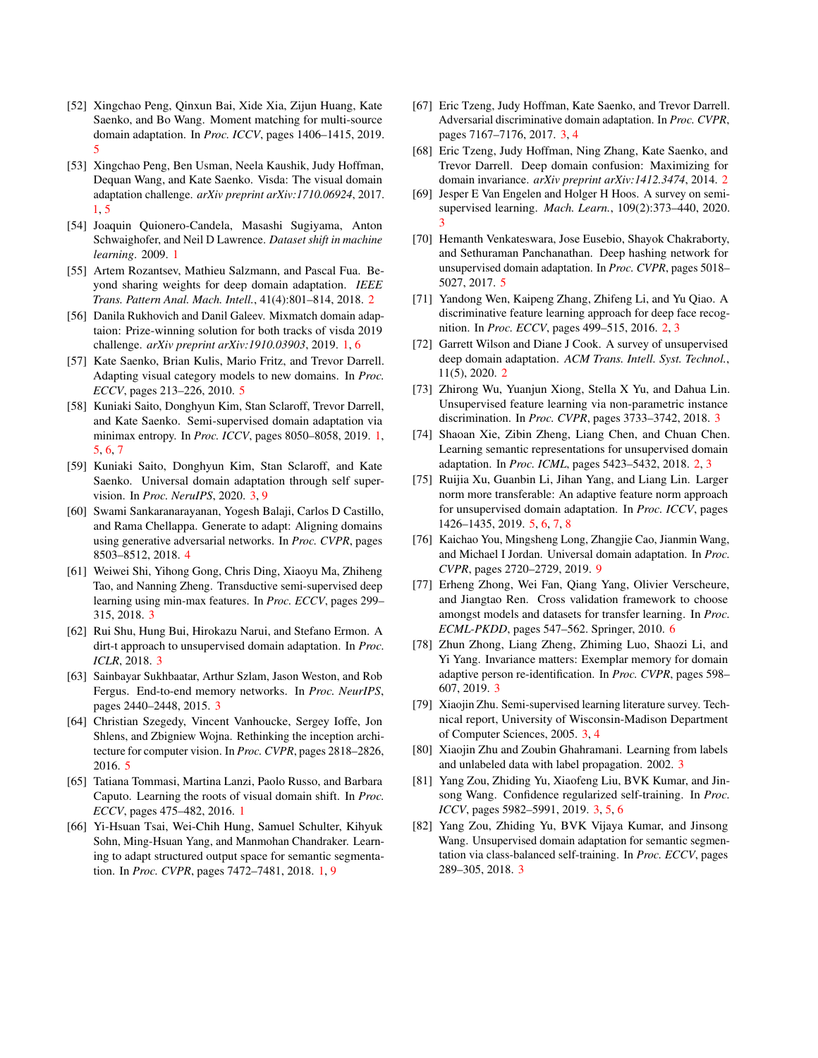[52] Xingchao Peng, Qinxun Bai, Xide Xia, Zijun Huang, Kate Saenko, and Bo Wang. Moment matching for multi-source domain adaptation. In *Proc. ICCV*, pages 1406–1415, 2019. 5

[53] Xingchao Peng, Ben Usman, Neela Kaushik, Judy Hoffman, Dequan Wang, and Kate Saenko. Visda: The visual domain adaptation challenge. *arXiv preprint arXiv:1710.06924*, 2017. 1, 5

[54] Joaquin Quionero-Candela, Masashi Sugiyama, Anton Schwaighofer, and Neil D Lawrence. *Dataset shift in machine learning*. 2009. 1

[55] Artem Rozantsev, Mathieu Salzmann, and Pascal Fua. Beyond sharing weights for deep domain adaptation. *IEEE Trans. Pattern Anal. Mach. Intell.*, 41(4):801–814, 2018. 2

[56] Danila Rukhovich and Danil Galeev. Mixmatch domain adaptaion: Prize-winning solution for both tracks of visda 2019 challenge. *arXiv preprint arXiv:1910.03903*, 2019. 1, 6

[57] Kate Saenko, Brian Kulis, Mario Fritz, and Trevor Darrell. Adapting visual category models to new domains. In *Proc. ECCV*, pages 213–226, 2010. 5

[58] Kuniaki Saito, Donghyun Kim, Stan Sclaroff, Trevor Darrell, and Kate Saenko. Semi-supervised domain adaptation via minimax entropy. In *Proc. ICCV*, pages 8050–8058, 2019. 1, 5, 6, 7

[59] Kuniaki Saito, Donghyun Kim, Stan Sclaroff, and Kate Saenko. Universal domain adaptation through self supervision. In *Proc. NeruIPS*, 2020. 3, 9

[60] Swami Sankaranarayanan, Yogesh Balaji, Carlos D Castillo, and Rama Chellappa. Generate to adapt: Aligning domains using generative adversarial networks. In *Proc. CVPR*, pages 8503–8512, 2018. 4

[61] Weiwei Shi, Yihong Gong, Chris Ding, Xiaoyu Ma, Zhiheng Tao, and Nanning Zheng. Transductive semi-supervised deep learning using min-max features. In *Proc. ECCV*, pages 299–315, 2018. 3

[62] Rui Shu, Hung Bui, Hirokazu Narui, and Stefano Ermon. A dirt-t approach to unsupervised domain adaptation. In *Proc. ICLR*, 2018. 3

[63] Sainbayar Sukhbaatar, Arthur Szlam, Jason Weston, and Rob Fergus. End-to-end memory networks. In *Proc. NeurIPS*, pages 2440–2448, 2015. 3

[64] Christian Szegedy, Vincent Vanhoucke, Sergey Ioffe, Jon Shlens, and Zbigniew Wojna. Rethinking the inception architecture for computer vision. In *Proc. CVPR*, pages 2818–2826, 2016. 5

[65] Tatiana Tommasi, Martina Lanzi, Paolo Russo, and Barbara Caputo. Learning the roots of visual domain shift. In *Proc. ECCV*, pages 475–482, 2016. 1

[66] Yi-Hsuan Tsai, Wei-Chih Hung, Samuel Schulter, Kihyuk Sohn, Ming-Hsuan Yang, and Manmohan Chandraker. Learning to adapt structured output space for semantic segmentation. In *Proc. CVPR*, pages 7472–7481, 2018. 1, 9

[67] Eric Tzeng, Judy Hoffman, Kate Saenko, and Trevor Darrell. Adversarial discriminative domain adaptation. In *Proc. CVPR*, pages 7167–7176, 2017. 3, 4

[68] Eric Tzeng, Judy Hoffman, Ning Zhang, Kate Saenko, and Trevor Darrell. Deep domain confusion: Maximizing for domain invariance. *arXiv preprint arXiv:1412.3474*, 2014. 2

[69] Jesper E Van Engelen and Holger H Hoos. A survey on semi-supervised learning. *Mach. Learn.*, 109(2):373–440, 2020. 3

[70] Hemanth Venkateswara, Jose Eusebio, Shayok Chakraborty, and Sethuraman Panchanathan. Deep hashing network for unsupervised domain adaptation. In *Proc. CVPR*, pages 5018–5027, 2017. 5

[71] Yandong Wen, Kaipeng Zhang, Zhifeng Li, and Yu Qiao. A discriminative feature learning approach for deep face recognition. In *Proc. ECCV*, pages 499–515, 2016. 2, 3

[72] Garrett Wilson and Diane J Cook. A survey of unsupervised deep domain adaptation. *ACM Trans. Intell. Syst. Technol.*, 11(5), 2020. 2

[73] Zhirong Wu, Yuanjun Xiong, Stella X Yu, and Dahua Lin. Unsupervised feature learning via non-parametric instance discrimination. In *Proc. CVPR*, pages 3733–3742, 2018. 3

[74] Shaoan Xie, Zibin Zheng, Liang Chen, and Chuan Chen. Learning semantic representations for unsupervised domain adaptation. In *Proc. ICML*, pages 5423–5432, 2018. 2, 3

[75] Ruijia Xu, Guanbin Li, Jihan Yang, and Liang Lin. Larger norm more transferable: An adaptive feature norm approach for unsupervised domain adaptation. In *Proc. ICCV*, pages 1426–1435, 2019. 5, 6, 7, 8

[76] Kaichao You, Mingsheng Long, Zhangjie Cao, Jianmin Wang, and Michael I Jordan. Universal domain adaptation. In *Proc. CVPR*, pages 2720–2729, 2019. 9

[77] Erheng Zhong, Wei Fan, Qiang Yang, Olivier Verscheure, and Jiangtao Ren. Cross validation framework to choose amongst models and datasets for transfer learning. In *Proc. ECML-PKDD*, pages 547–562. Springer, 2010. 6

[78] Zhun Zhong, Liang Zheng, Zhiming Luo, Shaozi Li, and Yi Yang. Invariance matters: Exemplar memory for domain adaptive person re-identification. In *Proc. CVPR*, pages 598–607, 2019. 3

[79] Xiaojin Zhu. Semi-supervised learning literature survey. Technical report, University of Wisconsin-Madison Department of Computer Sciences, 2005. 3, 4

[80] Xiaojin Zhu and Zoubin Ghahramani. Learning from labels and unlabeled data with label propagation. 2002. 3

[81] Yang Zou, Zhiding Yu, Xiaofeng Liu, BVK Kumar, and Jinsong Wang. Confidence regularized self-training. In *Proc. ICCV*, pages 5982–5991, 2019. 3, 5, 6

[82] Yang Zou, Zhiding Yu, BVK Vijaya Kumar, and Jinsong Wang. Unsupervised domain adaptation for semantic segmentation via class-balanced self-training. In *Proc. ECCV*, pages 289–305, 2018. 3